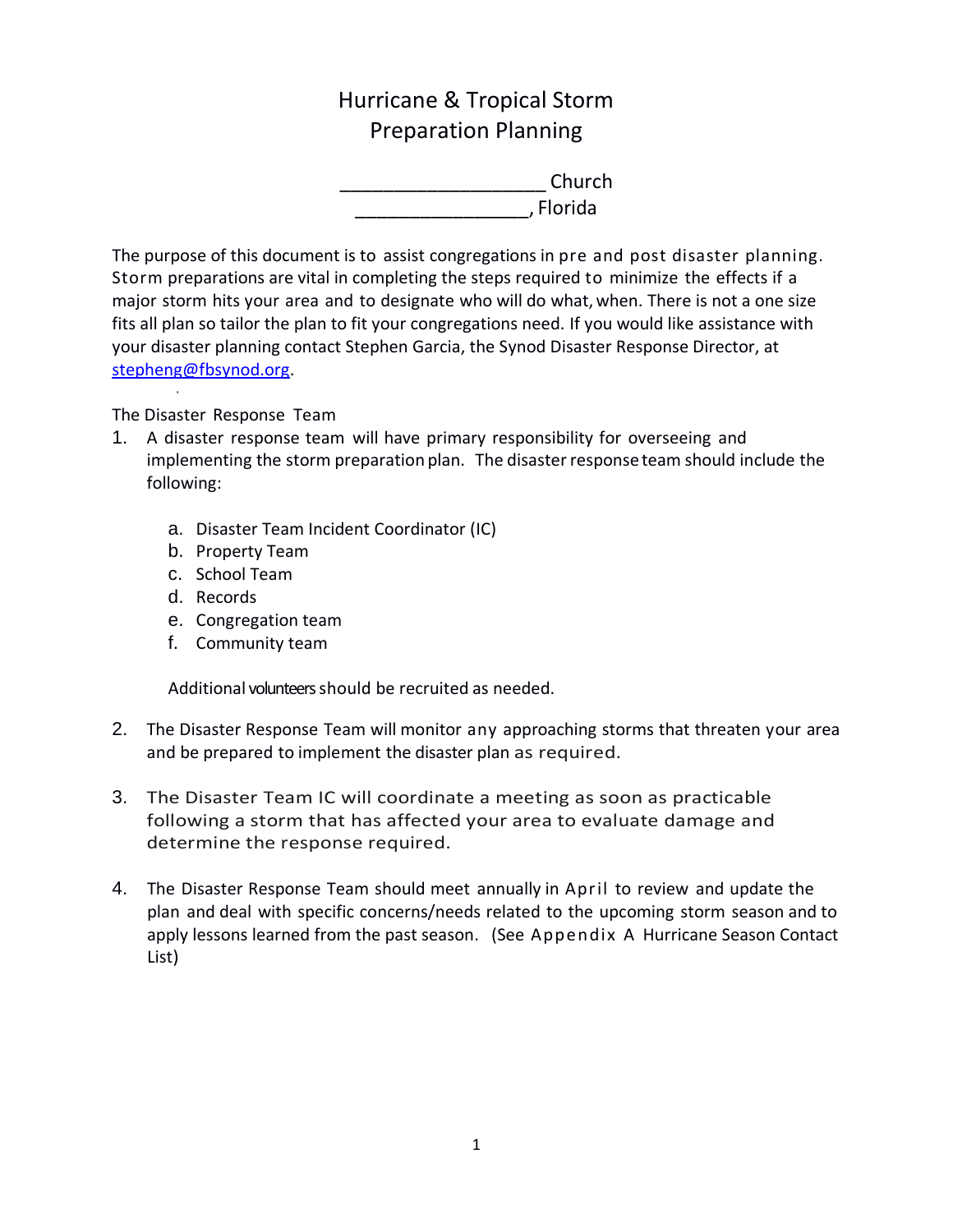# Hurricane & Tropical Storm Preparation Planning

____________________ Church
_________________, Florida

The purpose of this document is to assist congregations in pre and post disaster planning. Storm preparations are vital in completing the steps required to minimize the effects if a major storm hits your area and to designate who will do what, when. There is not a one size fits all plan so tailor the plan to fit your congregations need. If you would like assistance with your disaster planning contact Stephen Garcia, the Synod Disaster Response Director, at stepheng@fbsynod.org.

The Disaster Response Team

1. A disaster response team will have primary responsibility for overseeing and implementing the storm preparation plan. The disaster response team should include the following:

   a. Disaster Team Incident Coordinator (IC)
   b. Property Team
   c. School Team
   d. Records
   e. Congregation team
   f. Community team

   Additional volunteers should be recruited as needed.

2. The Disaster Response Team will monitor any approaching storms that threaten your area and be prepared to implement the disaster plan as required.

3. The Disaster Team IC will coordinate a meeting as soon as practicable following a storm that has affected your area to evaluate damage and determine the response required.

4. The Disaster Response Team should meet annually in April to review and update the plan and deal with specific concerns/needs related to the upcoming storm season and to apply lessons learned from the past season. (See Appendix A Hurricane Season Contact List)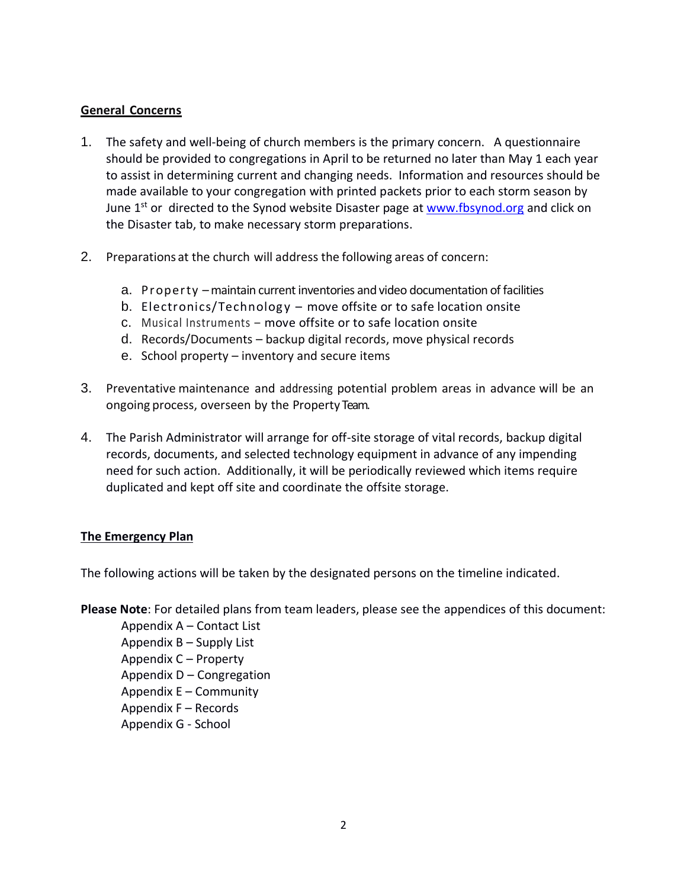## General Concerns

1. The safety and well-being of church members is the primary concern. A questionnaire should be provided to congregations in April to be returned no later than May 1 each year to assist in determining current and changing needs. Information and resources should be made available to your congregation with printed packets prior to each storm season by June 1st or directed to the Synod website Disaster page at www.fbsynod.org and click on the Disaster tab, to make necessary storm preparations.

2. Preparations at the church will address the following areas of concern:

    a. Property – maintain current inventories and video documentation of facilities
    b. Electronics/Technology – move offsite or to safe location onsite
    c. Musical Instruments – move offsite or to safe location onsite
    d. Records/Documents – backup digital records, move physical records
    e. School property – inventory and secure items

3. Preventative maintenance and addressing potential problem areas in advance will be an ongoing process, overseen by the Property Team.

4. The Parish Administrator will arrange for off-site storage of vital records, backup digital records, documents, and selected technology equipment in advance of any impending need for such action. Additionally, it will be periodically reviewed which items require duplicated and kept off site and coordinate the offsite storage.

## The Emergency Plan

The following actions will be taken by the designated persons on the timeline indicated.

**Please Note**: For detailed plans from team leaders, please see the appendices of this document:

- Appendix A – Contact List
- Appendix B – Supply List
- Appendix C – Property
- Appendix D – Congregation
- Appendix E – Community
- Appendix F – Records
- Appendix G - School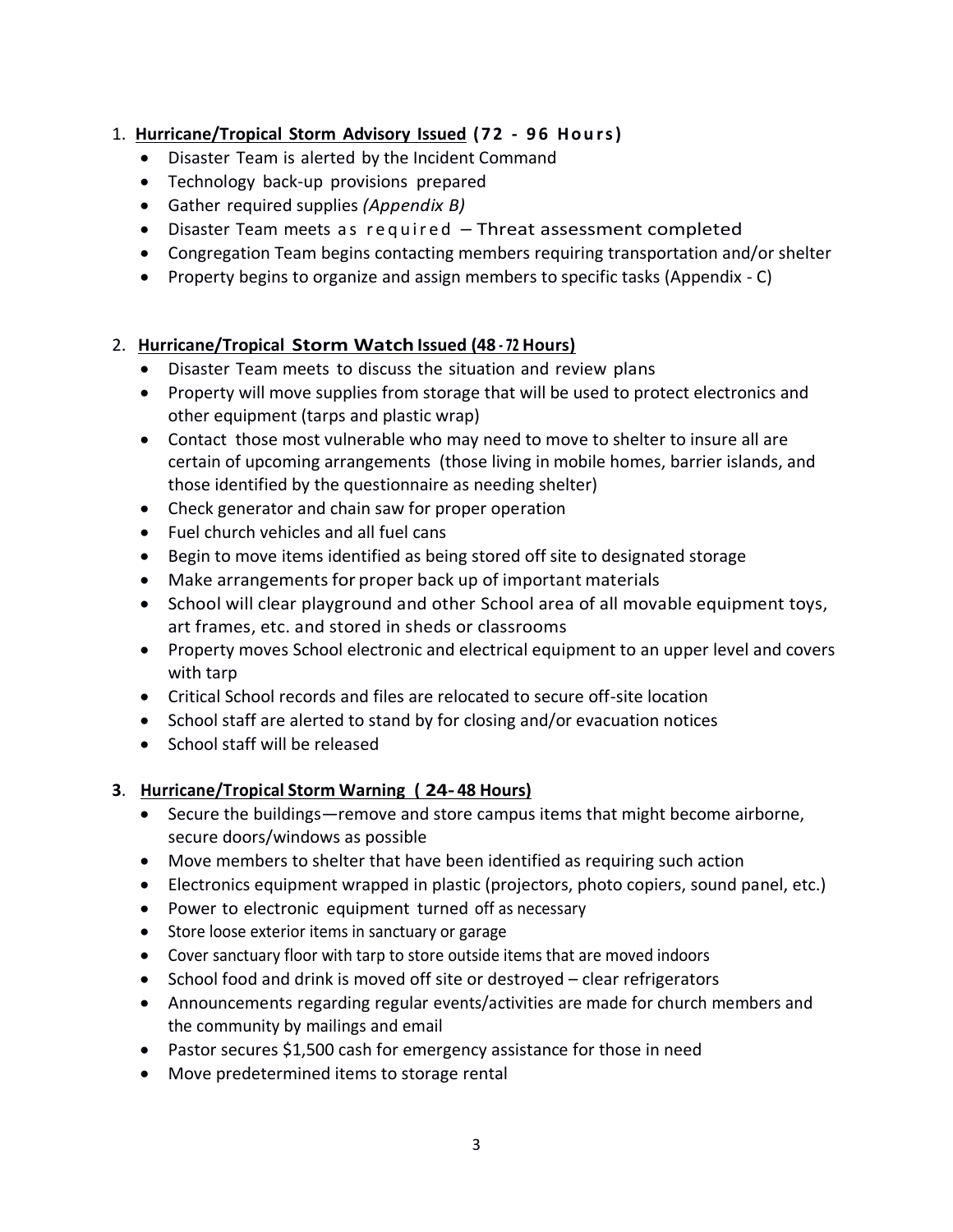1. **<u>Hurricane/Tropical Storm Advisory Issued</u> (72 - 96 Hours)**
    - Disaster Team is alerted by the Incident Command
    - Technology back-up provisions prepared
    - Gather required supplies *(Appendix B)*
    - Disaster Team meets as required – Threat assessment completed
    - Congregation Team begins contacting members requiring transportation and/or shelter
    - Property begins to organize and assign members to specific tasks (Appendix - C)

2. **<u>Hurricane/Tropical Storm Watch Issued (48 - 72 Hours)</u>**
    - Disaster Team meets to discuss the situation and review plans
    - Property will move supplies from storage that will be used to protect electronics and other equipment (tarps and plastic wrap)
    - Contact those most vulnerable who may need to move to shelter to insure all are certain of upcoming arrangements (those living in mobile homes, barrier islands, and those identified by the questionnaire as needing shelter)
    - Check generator and chain saw for proper operation
    - Fuel church vehicles and all fuel cans
    - Begin to move items identified as being stored off site to designated storage
    - Make arrangements for proper back up of important materials
    - School will clear playground and other School area of all movable equipment toys, art frames, etc. and stored in sheds or classrooms
    - Property moves School electronic and electrical equipment to an upper level and covers with tarp
    - Critical School records and files are relocated to secure off-site location
    - School staff are alerted to stand by for closing and/or evacuation notices
    - School staff will be released

**3**. **<u>Hurricane/Tropical Storm Warning ( 24- 48 Hours)</u>**
- Secure the buildings—remove and store campus items that might become airborne, secure doors/windows as possible
- Move members to shelter that have been identified as requiring such action
- Electronics equipment wrapped in plastic (projectors, photo copiers, sound panel, etc.)
- Power to electronic equipment turned off as necessary
- Store loose exterior items in sanctuary or garage
- Cover sanctuary floor with tarp to store outside items that are moved indoors
- School food and drink is moved off site or destroyed – clear refrigerators
- Announcements regarding regular events/activities are made for church members and the community by mailings and email
- Pastor secures $1,500 cash for emergency assistance for those in need
- Move predetermined items to storage rental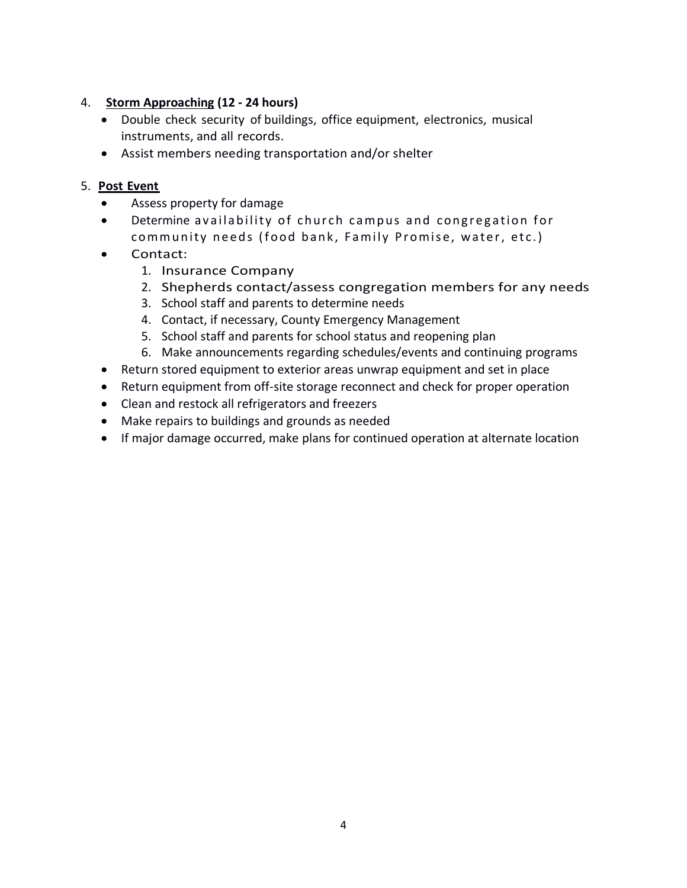4. **<u>Storm Approaching</u> (12 - 24 hours)**
    - Double check security of buildings, office equipment, electronics, musical instruments, and all records.
    - Assist members needing transportation and/or shelter

5. **<u>Post Event</u>**
    - Assess property for damage
    - Determine availability of church campus and congregation for community needs (food bank, Family Promise, water, etc.)
    - Contact:
        1. Insurance Company
        2. Shepherds contact/assess congregation members for any needs
        3. School staff and parents to determine needs
        4. Contact, if necessary, County Emergency Management
        5. School staff and parents for school status and reopening plan
        6. Make announcements regarding schedules/events and continuing programs
    - Return stored equipment to exterior areas unwrap equipment and set in place
    - Return equipment from off-site storage reconnect and check for proper operation
    - Clean and restock all refrigerators and freezers
    - Make repairs to buildings and grounds as needed
    - If major damage occurred, make plans for continued operation at alternate location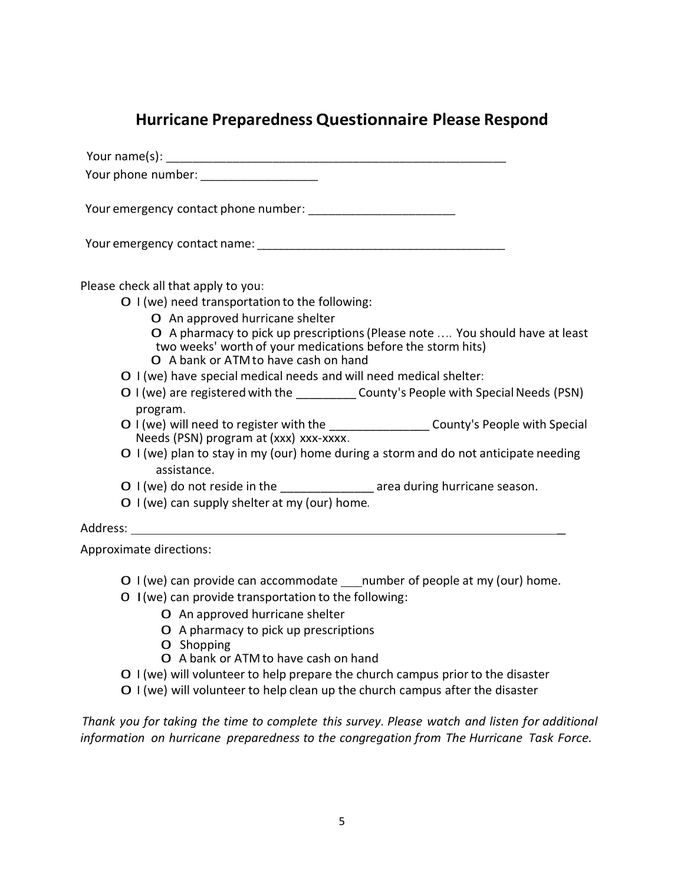# Hurricane Preparedness Questionnaire Please Respond

Your name(s): ____________________________________________________

Your phone number: _________________

Your emergency contact phone number: ______________________

Your emergency contact name: ______________________________________

Please check all that apply to you:

- O I (we) need transportation to the following:
  - O An approved hurricane shelter
  - O A pharmacy to pick up prescriptions (Please note …. You should have at least two weeks' worth of your medications before the storm hits)
  - O A bank or ATM to have cash on hand
- O I (we) have special medical needs and will need medical shelter:
- O I (we) are registered with the _________ County's People with Special Needs (PSN) program.
- O I (we) will need to register with the _______________ County's People with Special Needs (PSN) program at (xxx) xxx-xxxx.
- O I (we) plan to stay in my (our) home during a storm and do not anticipate needing assistance.
- O I (we) do not reside in the ______________ area during hurricane season.
- O I (we) can supply shelter at my (our) home.

Address: ______________________________________________________________________

Approximate directions:

- O I (we) can provide can accommodate ___number of people at my (our) home.
- O I (we) can provide transportation to the following:
  - O An approved hurricane shelter
  - O A pharmacy to pick up prescriptions
  - O Shopping
  - O A bank or ATM to have cash on hand
- O I (we) will volunteer to help prepare the church campus prior to the disaster
- O I (we) will volunteer to help clean up the church campus after the disaster

*Thank you for taking the time to complete this survey. Please watch and listen for additional information on hurricane preparedness to the congregation from The Hurricane Task Force.*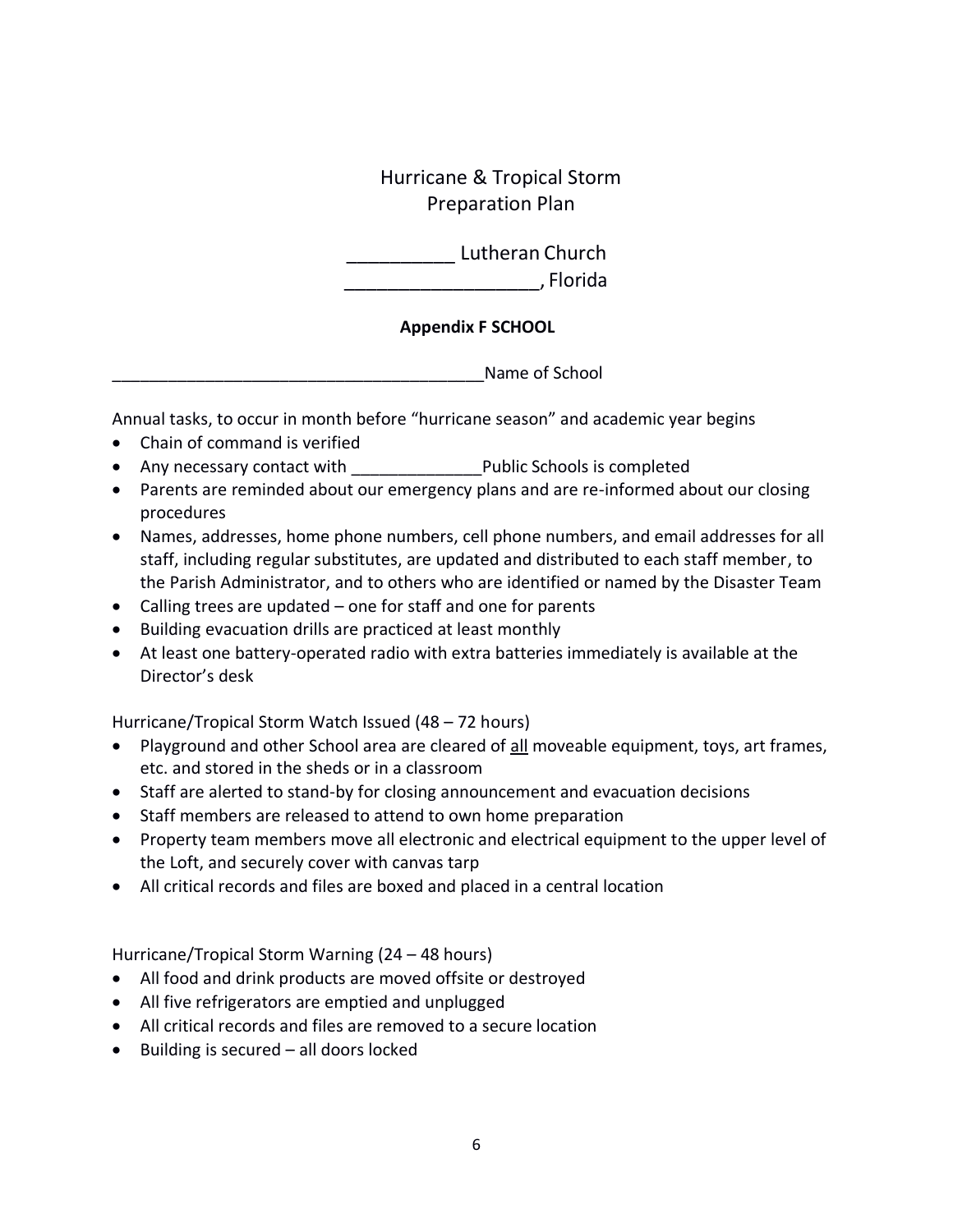# Hurricane & Tropical Storm Preparation Plan

__________ Lutheran Church
___________________, Florida

**Appendix F SCHOOL**

________________________________________Name of School

Annual tasks, to occur in month before "hurricane season" and academic year begins

- Chain of command is verified
- Any necessary contact with ______________Public Schools is completed
- Parents are reminded about our emergency plans and are re-informed about our closing procedures
- Names, addresses, home phone numbers, cell phone numbers, and email addresses for all staff, including regular substitutes, are updated and distributed to each staff member, to the Parish Administrator, and to others who are identified or named by the Disaster Team
- Calling trees are updated – one for staff and one for parents
- Building evacuation drills are practiced at least monthly
- At least one battery-operated radio with extra batteries immediately is available at the Director's desk

Hurricane/Tropical Storm Watch Issued (48 – 72 hours)

- Playground and other School area are cleared of <u>all</u> moveable equipment, toys, art frames, etc. and stored in the sheds or in a classroom
- Staff are alerted to stand-by for closing announcement and evacuation decisions
- Staff members are released to attend to own home preparation
- Property team members move all electronic and electrical equipment to the upper level of the Loft, and securely cover with canvas tarp
- All critical records and files are boxed and placed in a central location

Hurricane/Tropical Storm Warning (24 – 48 hours)

- All food and drink products are moved offsite or destroyed
- All five refrigerators are emptied and unplugged
- All critical records and files are removed to a secure location
- Building is secured – all doors locked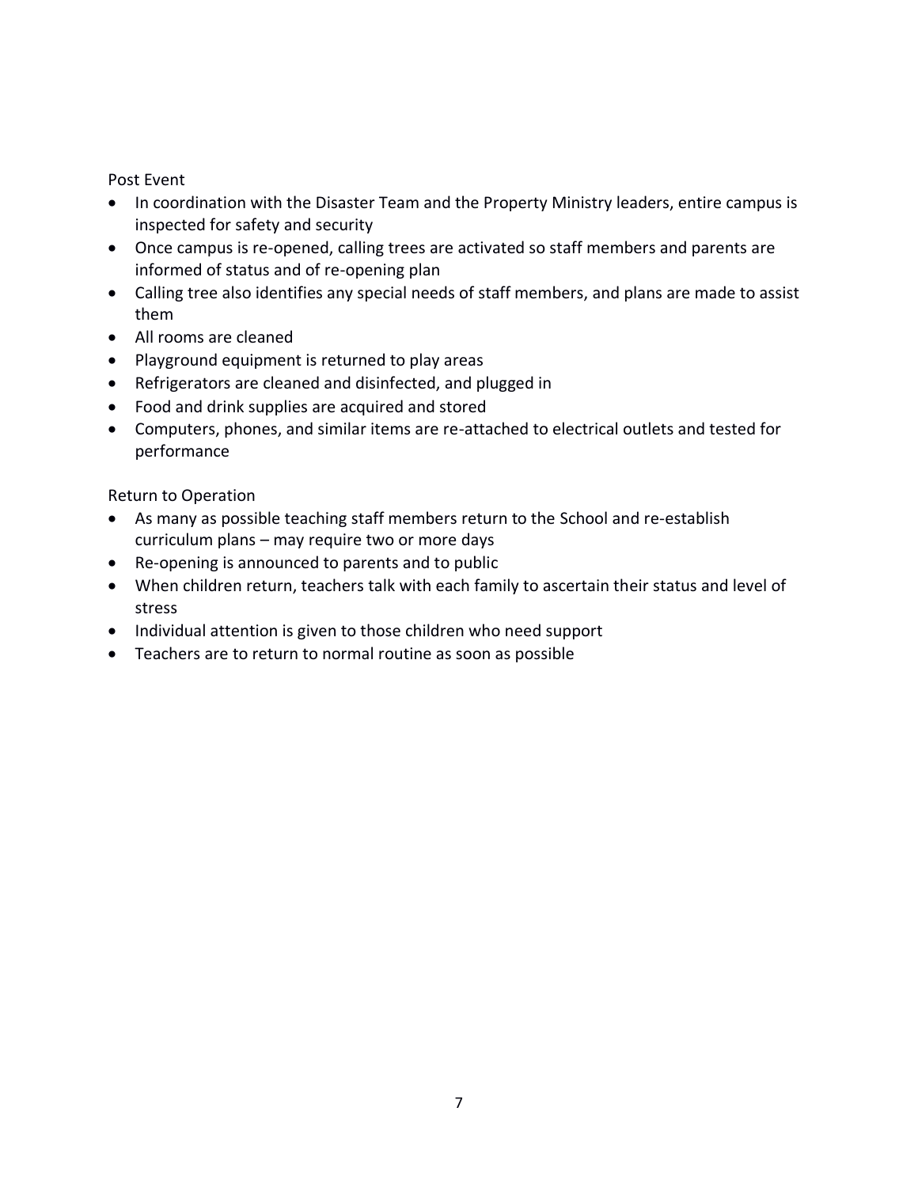Post Event

- In coordination with the Disaster Team and the Property Ministry leaders, entire campus is inspected for safety and security
- Once campus is re-opened, calling trees are activated so staff members and parents are informed of status and of re-opening plan
- Calling tree also identifies any special needs of staff members, and plans are made to assist them
- All rooms are cleaned
- Playground equipment is returned to play areas
- Refrigerators are cleaned and disinfected, and plugged in
- Food and drink supplies are acquired and stored
- Computers, phones, and similar items are re-attached to electrical outlets and tested for performance

Return to Operation

- As many as possible teaching staff members return to the School and re-establish curriculum plans – may require two or more days
- Re-opening is announced to parents and to public
- When children return, teachers talk with each family to ascertain their status and level of stress
- Individual attention is given to those children who need support
- Teachers are to return to normal routine as soon as possible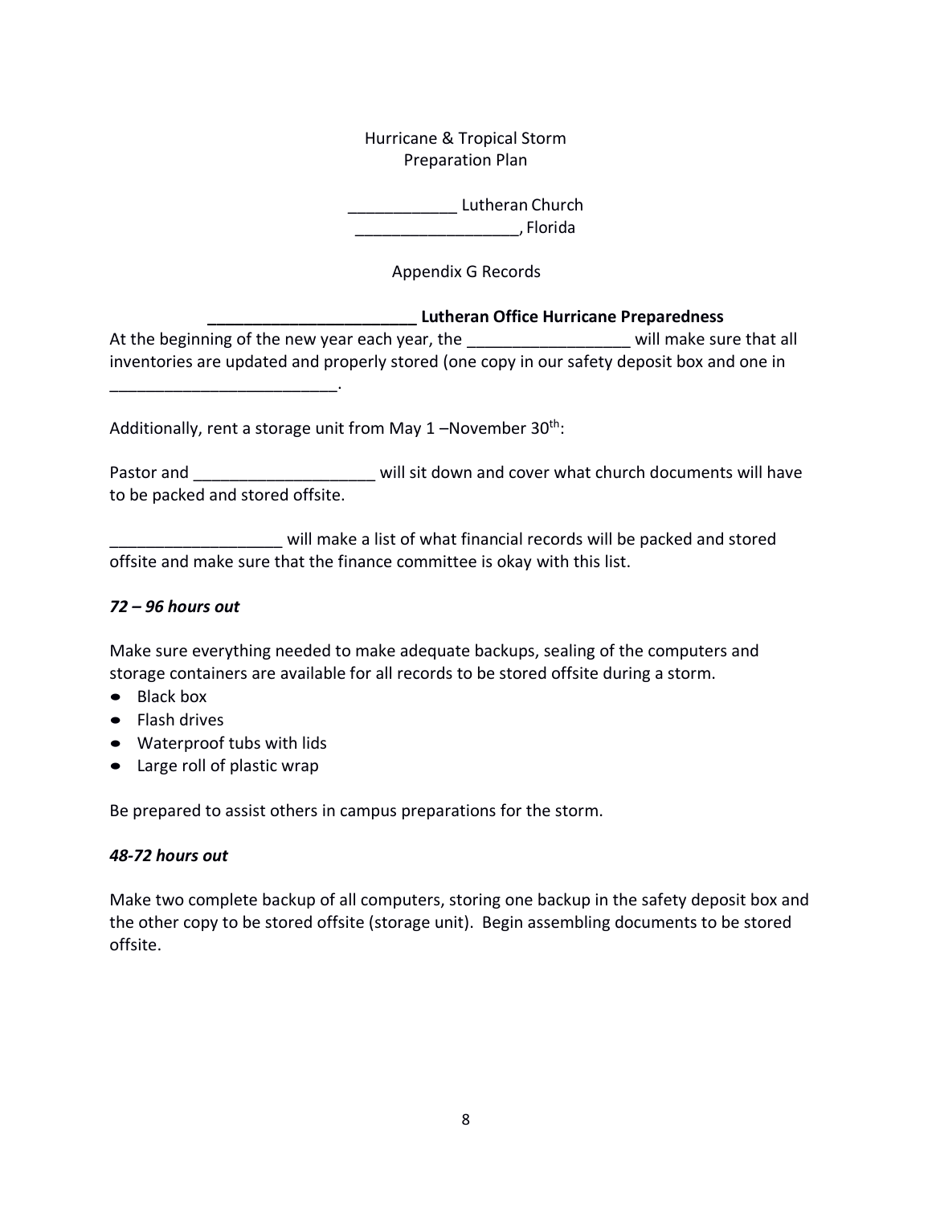Hurricane & Tropical Storm
Preparation Plan

____________ Lutheran Church
__________________, Florida

Appendix G Records

**_______________________ Lutheran Office Hurricane Preparedness**

At the beginning of the new year each year, the __________________ will make sure that all inventories are updated and properly stored (one copy in our safety deposit box and one in _________________________.

Additionally, rent a storage unit from May 1 –November 30th:

Pastor and ____________________ will sit down and cover what church documents will have to be packed and stored offsite.

___________________ will make a list of what financial records will be packed and stored offsite and make sure that the finance committee is okay with this list.

***72 – 96 hours out***

Make sure everything needed to make adequate backups, sealing of the computers and storage containers are available for all records to be stored offsite during a storm.

- Black box
- Flash drives
- Waterproof tubs with lids
- Large roll of plastic wrap

Be prepared to assist others in campus preparations for the storm.

***48-72 hours out***

Make two complete backup of all computers, storing one backup in the safety deposit box and the other copy to be stored offsite (storage unit). Begin assembling documents to be stored offsite.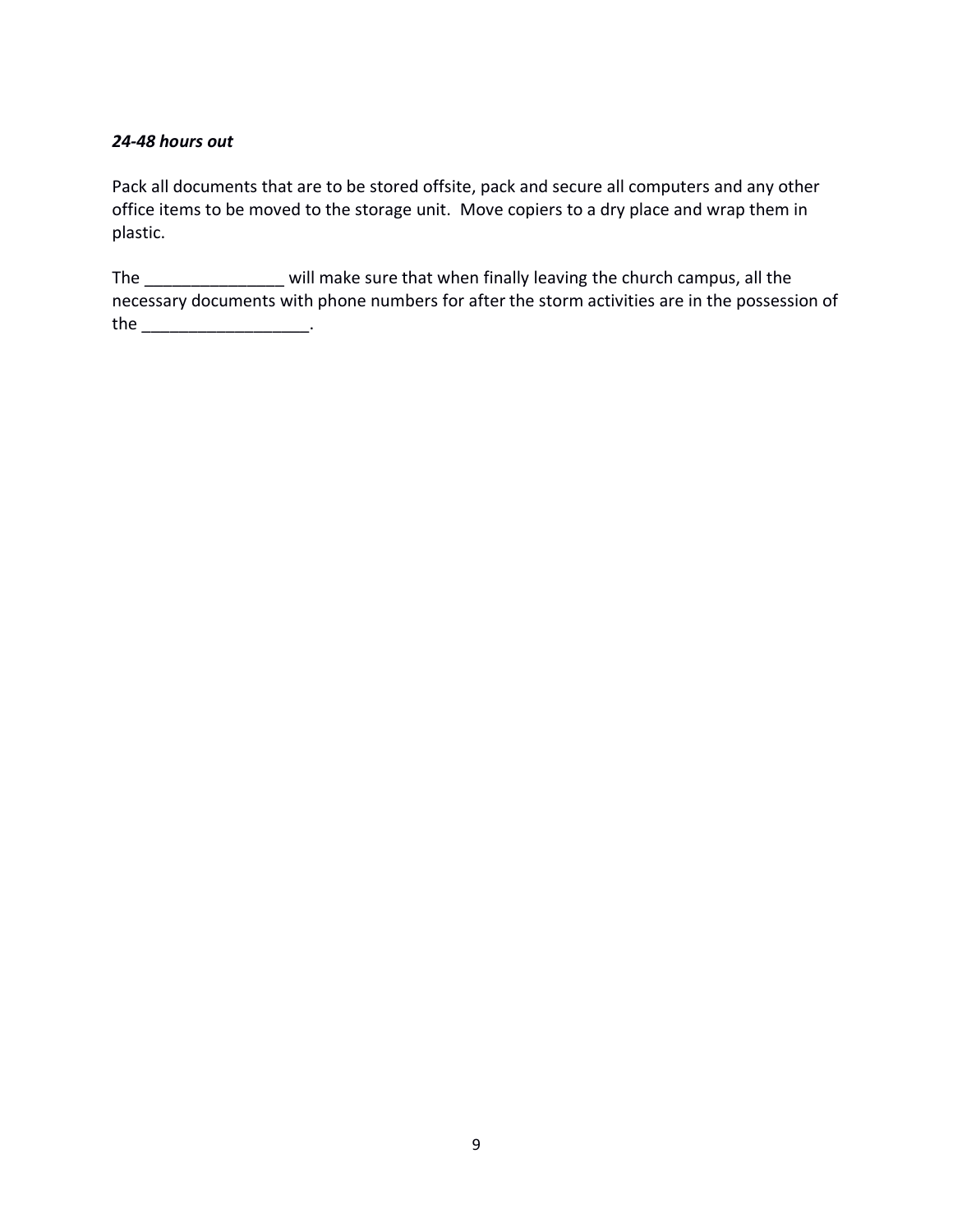***24-48 hours out***

Pack all documents that are to be stored offsite, pack and secure all computers and any other office items to be moved to the storage unit. Move copiers to a dry place and wrap them in plastic.

The _______________ will make sure that when finally leaving the church campus, all the necessary documents with phone numbers for after the storm activities are in the possession of the __________________.